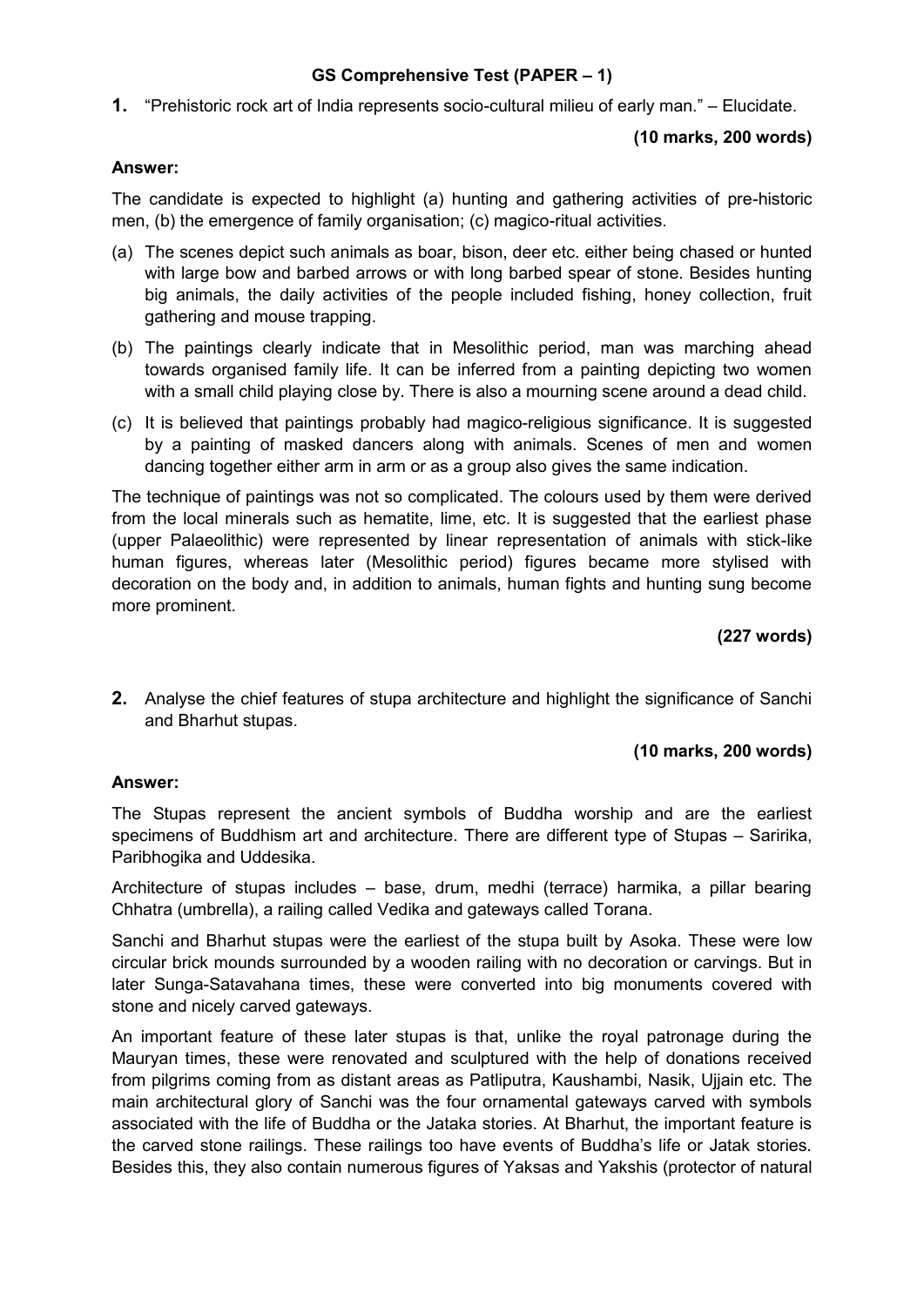# GS Comprehensive Test (PAPER – 1)

**1.** "Prehistoric rock art of India represents socio-cultural milieu of early man." – Elucidate.

**(10 marks, 200 words)**

**Answer:**

The candidate is expected to highlight (a) hunting and gathering activities of pre-historic men, (b) the emergence of family organisation; (c) magico-ritual activities.

(a) The scenes depict such animals as boar, bison, deer etc. either being chased or hunted with large bow and barbed arrows or with long barbed spear of stone. Besides hunting big animals, the daily activities of the people included fishing, honey collection, fruit gathering and mouse trapping.

(b) The paintings clearly indicate that in Mesolithic period, man was marching ahead towards organised family life. It can be inferred from a painting depicting two women with a small child playing close by. There is also a mourning scene around a dead child.

(c) It is believed that paintings probably had magico-religious significance. It is suggested by a painting of masked dancers along with animals. Scenes of men and women dancing together either arm in arm or as a group also gives the same indication.

The technique of paintings was not so complicated. The colours used by them were derived from the local minerals such as hematite, lime, etc. It is suggested that the earliest phase (upper Palaeolithic) were represented by linear representation of animals with stick-like human figures, whereas later (Mesolithic period) figures became more stylised with decoration on the body and, in addition to animals, human fights and hunting sung become more prominent.

**(227 words)**

**2.** Analyse the chief features of stupa architecture and highlight the significance of Sanchi and Bharhut stupas.

**(10 marks, 200 words)**

**Answer:**

The Stupas represent the ancient symbols of Buddha worship and are the earliest specimens of Buddhism art and architecture. There are different type of Stupas – Saririka, Paribhogika and Uddesika.

Architecture of stupas includes – base, drum, medhi (terrace) harmika, a pillar bearing Chhatra (umbrella), a railing called Vedika and gateways called Torana.

Sanchi and Bharhut stupas were the earliest of the stupa built by Asoka. These were low circular brick mounds surrounded by a wooden railing with no decoration or carvings. But in later Sunga-Satavahana times, these were converted into big monuments covered with stone and nicely carved gateways.

An important feature of these later stupas is that, unlike the royal patronage during the Mauryan times, these were renovated and sculptured with the help of donations received from pilgrims coming from as distant areas as Patliputra, Kaushambi, Nasik, Ujjain etc. The main architectural glory of Sanchi was the four ornamental gateways carved with symbols associated with the life of Buddha or the Jataka stories. At Bharhut, the important feature is the carved stone railings. These railings too have events of Buddha's life or Jatak stories. Besides this, they also contain numerous figures of Yaksas and Yakshis (protector of natural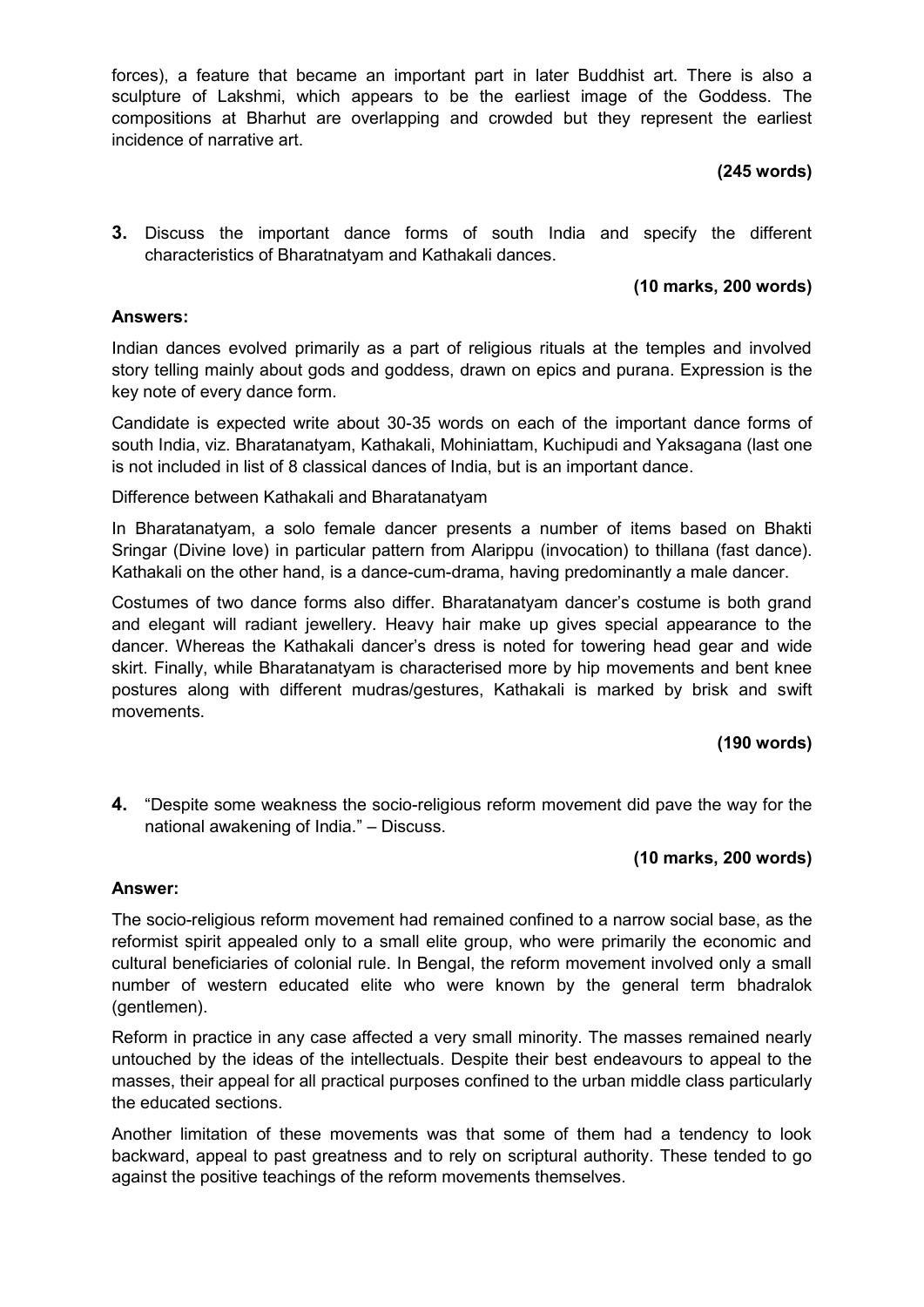forces), a feature that became an important part in later Buddhist art. There is also a sculpture of Lakshmi, which appears to be the earliest image of the Goddess. The compositions at Bharhut are overlapping and crowded but they represent the earliest incidence of narrative art.

**(245 words)**

**3.** Discuss the important dance forms of south India and specify the different characteristics of Bharatnatyam and Kathakali dances.

**(10 marks, 200 words)**

**Answers:**

Indian dances evolved primarily as a part of religious rituals at the temples and involved story telling mainly about gods and goddess, drawn on epics and purana. Expression is the key note of every dance form.

Candidate is expected write about 30-35 words on each of the important dance forms of south India, viz. Bharatanatyam, Kathakali, Mohiniattam, Kuchipudi and Yaksagana (last one is not included in list of 8 classical dances of India, but is an important dance.

Difference between Kathakali and Bharatanatyam

In Bharatanatyam, a solo female dancer presents a number of items based on Bhakti Sringar (Divine love) in particular pattern from Alarippu (invocation) to thillana (fast dance). Kathakali on the other hand, is a dance-cum-drama, having predominantly a male dancer.

Costumes of two dance forms also differ. Bharatanatyam dancer's costume is both grand and elegant will radiant jewellery. Heavy hair make up gives special appearance to the dancer. Whereas the Kathakali dancer's dress is noted for towering head gear and wide skirt. Finally, while Bharatanatyam is characterised more by hip movements and bent knee postures along with different mudras/gestures, Kathakali is marked by brisk and swift movements.

**(190 words)**

**4.** "Despite some weakness the socio-religious reform movement did pave the way for the national awakening of India." – Discuss.

**(10 marks, 200 words)**

**Answer:**

The socio-religious reform movement had remained confined to a narrow social base, as the reformist spirit appealed only to a small elite group, who were primarily the economic and cultural beneficiaries of colonial rule. In Bengal, the reform movement involved only a small number of western educated elite who were known by the general term bhadralok (gentlemen).

Reform in practice in any case affected a very small minority. The masses remained nearly untouched by the ideas of the intellectuals. Despite their best endeavours to appeal to the masses, their appeal for all practical purposes confined to the urban middle class particularly the educated sections.

Another limitation of these movements was that some of them had a tendency to look backward, appeal to past greatness and to rely on scriptural authority. These tended to go against the positive teachings of the reform movements themselves.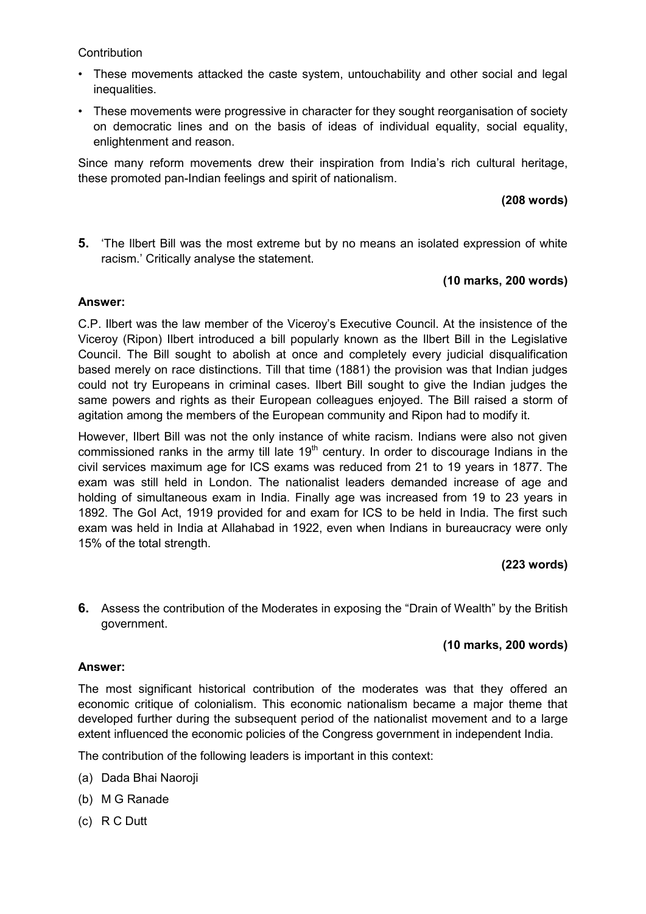Contribution

- These movements attacked the caste system, untouchability and other social and legal inequalities.
- These movements were progressive in character for they sought reorganisation of society on democratic lines and on the basis of ideas of individual equality, social equality, enlightenment and reason.

Since many reform movements drew their inspiration from India's rich cultural heritage, these promoted pan-Indian feelings and spirit of nationalism.

**(208 words)**

**5.** 'The Ilbert Bill was the most extreme but by no means an isolated expression of white racism.' Critically analyse the statement.

**(10 marks, 200 words)**

**Answer:**

C.P. Ilbert was the law member of the Viceroy's Executive Council. At the insistence of the Viceroy (Ripon) Ilbert introduced a bill popularly known as the Ilbert Bill in the Legislative Council. The Bill sought to abolish at once and completely every judicial disqualification based merely on race distinctions. Till that time (1881) the provision was that Indian judges could not try Europeans in criminal cases. Ilbert Bill sought to give the Indian judges the same powers and rights as their European colleagues enjoyed. The Bill raised a storm of agitation among the members of the European community and Ripon had to modify it.

However, Ilbert Bill was not the only instance of white racism. Indians were also not given commissioned ranks in the army till late 19th century. In order to discourage Indians in the civil services maximum age for ICS exams was reduced from 21 to 19 years in 1877. The exam was still held in London. The nationalist leaders demanded increase of age and holding of simultaneous exam in India. Finally age was increased from 19 to 23 years in 1892. The GoI Act, 1919 provided for and exam for ICS to be held in India. The first such exam was held in India at Allahabad in 1922, even when Indians in bureaucracy were only 15% of the total strength.

**(223 words)**

**6.** Assess the contribution of the Moderates in exposing the "Drain of Wealth" by the British government.

**(10 marks, 200 words)**

**Answer:**

The most significant historical contribution of the moderates was that they offered an economic critique of colonialism. This economic nationalism became a major theme that developed further during the subsequent period of the nationalist movement and to a large extent influenced the economic policies of the Congress government in independent India.

The contribution of the following leaders is important in this context:

(a) Dada Bhai Naoroji

(b) M G Ranade

(c) R C Dutt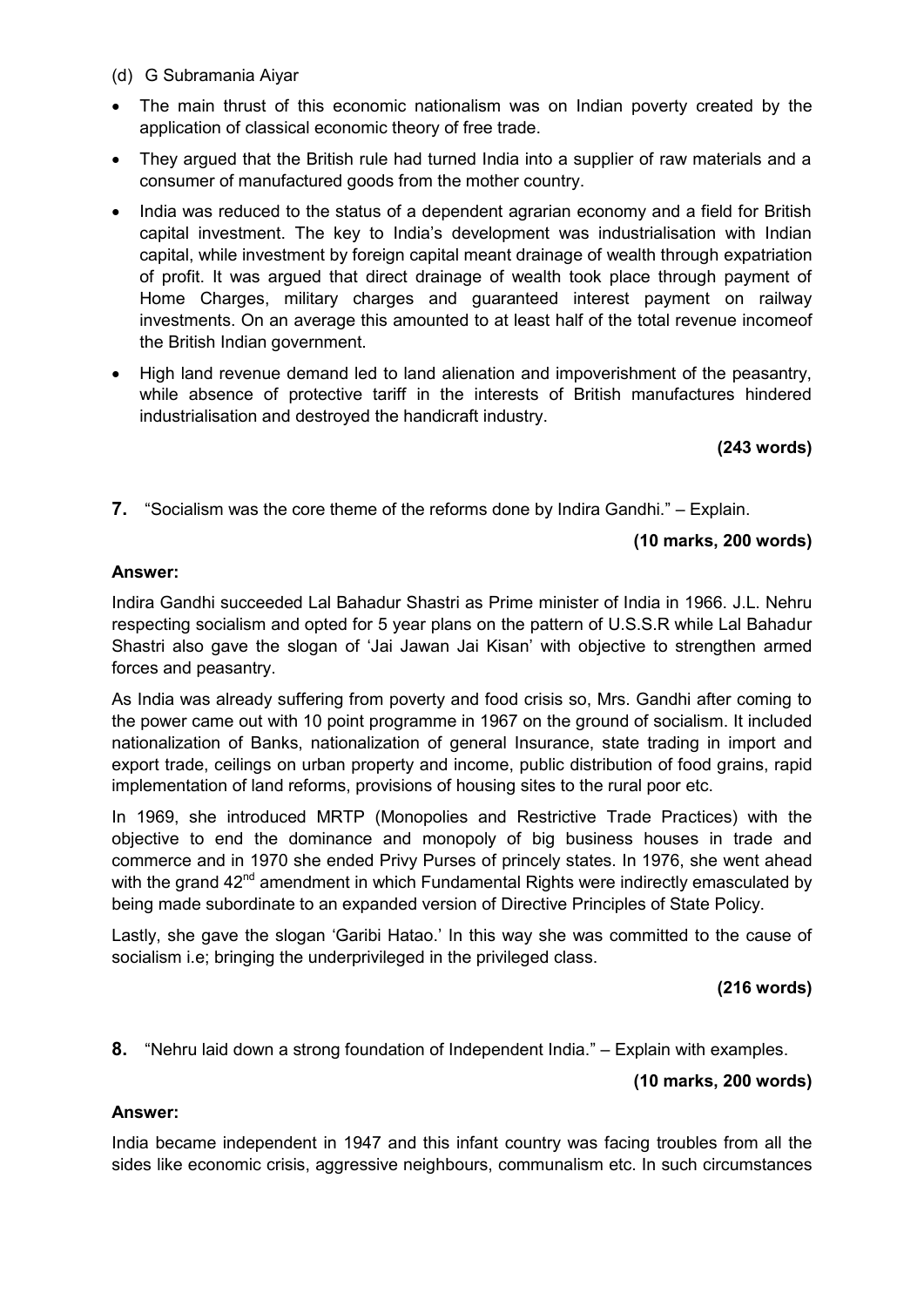(d) G Subramania Aiyar

- The main thrust of this economic nationalism was on Indian poverty created by the application of classical economic theory of free trade.
- They argued that the British rule had turned India into a supplier of raw materials and a consumer of manufactured goods from the mother country.
- India was reduced to the status of a dependent agrarian economy and a field for British capital investment. The key to India's development was industrialisation with Indian capital, while investment by foreign capital meant drainage of wealth through expatriation of profit. It was argued that direct drainage of wealth took place through payment of Home Charges, military charges and guaranteed interest payment on railway investments. On an average this amounted to at least half of the total revenue incomeof the British Indian government.
- High land revenue demand led to land alienation and impoverishment of the peasantry, while absence of protective tariff in the interests of British manufactures hindered industrialisation and destroyed the handicraft industry.

**(243 words)**

**7.** "Socialism was the core theme of the reforms done by Indira Gandhi." – Explain.

**(10 marks, 200 words)**

**Answer:**

Indira Gandhi succeeded Lal Bahadur Shastri as Prime minister of India in 1966. J.L. Nehru respecting socialism and opted for 5 year plans on the pattern of U.S.S.R while Lal Bahadur Shastri also gave the slogan of 'Jai Jawan Jai Kisan' with objective to strengthen armed forces and peasantry.

As India was already suffering from poverty and food crisis so, Mrs. Gandhi after coming to the power came out with 10 point programme in 1967 on the ground of socialism. It included nationalization of Banks, nationalization of general Insurance, state trading in import and export trade, ceilings on urban property and income, public distribution of food grains, rapid implementation of land reforms, provisions of housing sites to the rural poor etc.

In 1969, she introduced MRTP (Monopolies and Restrictive Trade Practices) with the objective to end the dominance and monopoly of big business houses in trade and commerce and in 1970 she ended Privy Purses of princely states. In 1976, she went ahead with the grand 42nd amendment in which Fundamental Rights were indirectly emasculated by being made subordinate to an expanded version of Directive Principles of State Policy.

Lastly, she gave the slogan 'Garibi Hatao.' In this way she was committed to the cause of socialism i.e; bringing the underprivileged in the privileged class.

**(216 words)**

**8.** "Nehru laid down a strong foundation of Independent India." – Explain with examples.

**(10 marks, 200 words)**

**Answer:**

India became independent in 1947 and this infant country was facing troubles from all the sides like economic crisis, aggressive neighbours, communalism etc. In such circumstances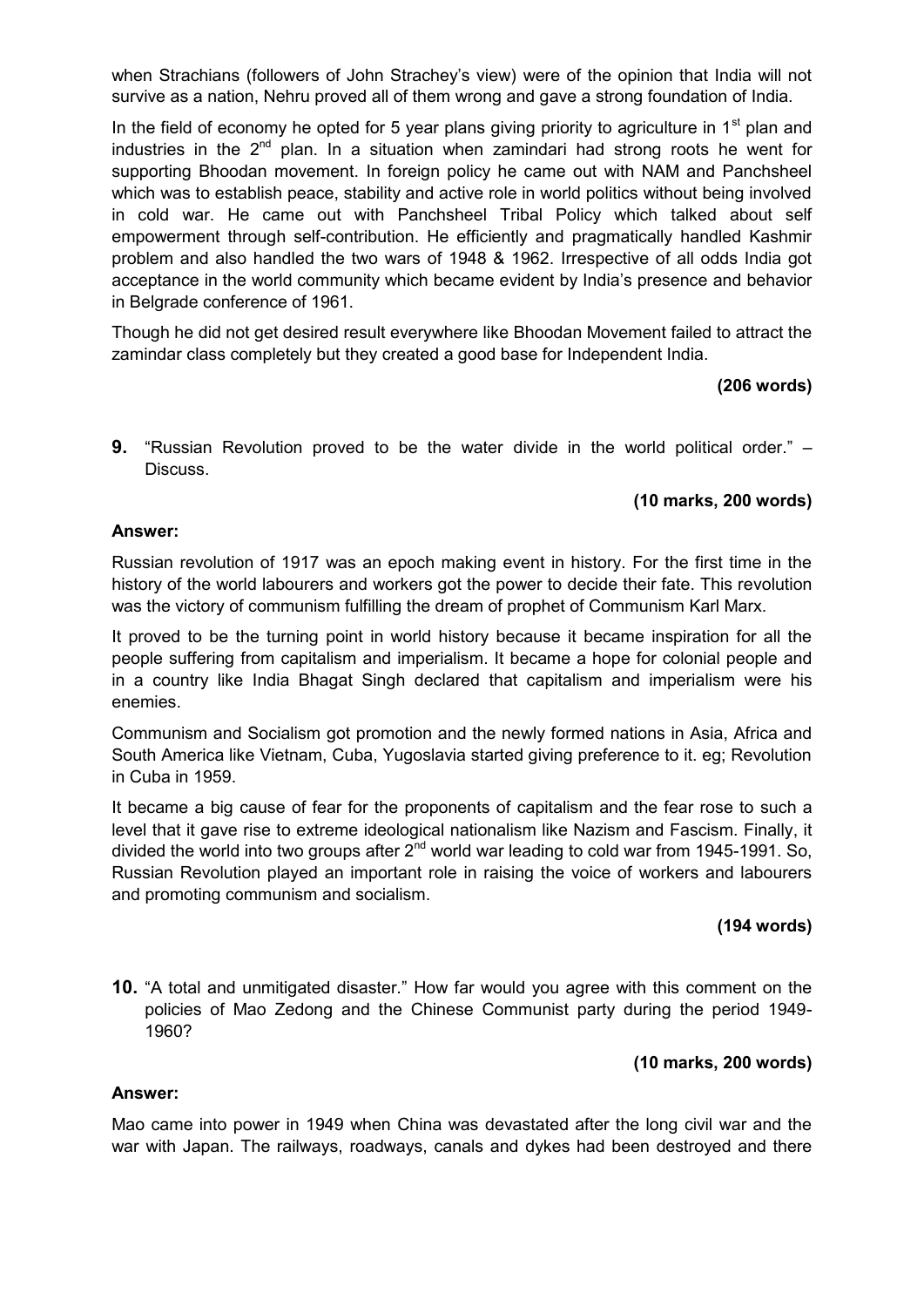when Strachians (followers of John Strachey's view) were of the opinion that India will not survive as a nation, Nehru proved all of them wrong and gave a strong foundation of India.

In the field of economy he opted for 5 year plans giving priority to agriculture in 1st plan and industries in the 2nd plan. In a situation when zamindari had strong roots he went for supporting Bhoodan movement. In foreign policy he came out with NAM and Panchsheel which was to establish peace, stability and active role in world politics without being involved in cold war. He came out with Panchsheel Tribal Policy which talked about self empowerment through self-contribution. He efficiently and pragmatically handled Kashmir problem and also handled the two wars of 1948 & 1962. Irrespective of all odds India got acceptance in the world community which became evident by India's presence and behavior in Belgrade conference of 1961.

Though he did not get desired result everywhere like Bhoodan Movement failed to attract the zamindar class completely but they created a good base for Independent India.

**(206 words)**

**9.** "Russian Revolution proved to be the water divide in the world political order." – Discuss.

**(10 marks, 200 words)**

**Answer:**

Russian revolution of 1917 was an epoch making event in history. For the first time in the history of the world labourers and workers got the power to decide their fate. This revolution was the victory of communism fulfilling the dream of prophet of Communism Karl Marx.

It proved to be the turning point in world history because it became inspiration for all the people suffering from capitalism and imperialism. It became a hope for colonial people and in a country like India Bhagat Singh declared that capitalism and imperialism were his enemies.

Communism and Socialism got promotion and the newly formed nations in Asia, Africa and South America like Vietnam, Cuba, Yugoslavia started giving preference to it. eg; Revolution in Cuba in 1959.

It became a big cause of fear for the proponents of capitalism and the fear rose to such a level that it gave rise to extreme ideological nationalism like Nazism and Fascism. Finally, it divided the world into two groups after 2nd world war leading to cold war from 1945-1991. So, Russian Revolution played an important role in raising the voice of workers and labourers and promoting communism and socialism.

**(194 words)**

**10.** "A total and unmitigated disaster." How far would you agree with this comment on the policies of Mao Zedong and the Chinese Communist party during the period 1949-1960?

**(10 marks, 200 words)**

**Answer:**

Mao came into power in 1949 when China was devastated after the long civil war and the war with Japan. The railways, roadways, canals and dykes had been destroyed and there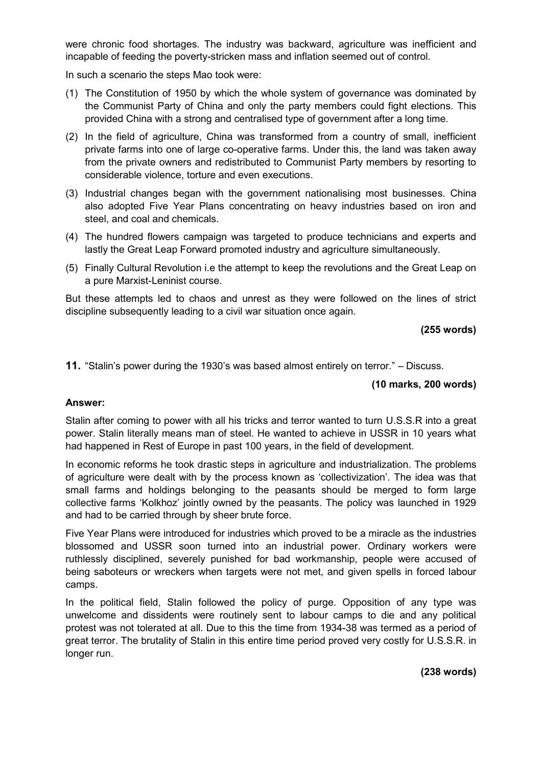were chronic food shortages. The industry was backward, agriculture was inefficient and incapable of feeding the poverty-stricken mass and inflation seemed out of control.

In such a scenario the steps Mao took were:

(1) The Constitution of 1950 by which the whole system of governance was dominated by the Communist Party of China and only the party members could fight elections. This provided China with a strong and centralised type of government after a long time.

(2) In the field of agriculture, China was transformed from a country of small, inefficient private farms into one of large co-operative farms. Under this, the land was taken away from the private owners and redistributed to Communist Party members by resorting to considerable violence, torture and even executions.

(3) Industrial changes began with the government nationalising most businesses. China also adopted Five Year Plans concentrating on heavy industries based on iron and steel, and coal and chemicals.

(4) The hundred flowers campaign was targeted to produce technicians and experts and lastly the Great Leap Forward promoted industry and agriculture simultaneously.

(5) Finally Cultural Revolution i.e the attempt to keep the revolutions and the Great Leap on a pure Marxist-Leninist course.

But these attempts led to chaos and unrest as they were followed on the lines of strict discipline subsequently leading to a civil war situation once again.

**(255 words)**

**11.** "Stalin's power during the 1930's was based almost entirely on terror." – Discuss.

**(10 marks, 200 words)**

**Answer:**

Stalin after coming to power with all his tricks and terror wanted to turn U.S.S.R into a great power. Stalin literally means man of steel. He wanted to achieve in USSR in 10 years what had happened in Rest of Europe in past 100 years, in the field of development.

In economic reforms he took drastic steps in agriculture and industrialization. The problems of agriculture were dealt with by the process known as 'collectivization'. The idea was that small farms and holdings belonging to the peasants should be merged to form large collective farms 'Kolkhoz' jointly owned by the peasants. The policy was launched in 1929 and had to be carried through by sheer brute force.

Five Year Plans were introduced for industries which proved to be a miracle as the industries blossomed and USSR soon turned into an industrial power. Ordinary workers were ruthlessly disciplined, severely punished for bad workmanship, people were accused of being saboteurs or wreckers when targets were not met, and given spells in forced labour camps.

In the political field, Stalin followed the policy of purge. Opposition of any type was unwelcome and dissidents were routinely sent to labour camps to die and any political protest was not tolerated at all. Due to this the time from 1934-38 was termed as a period of great terror. The brutality of Stalin in this entire time period proved very costly for U.S.S.R. in longer run.

**(238 words)**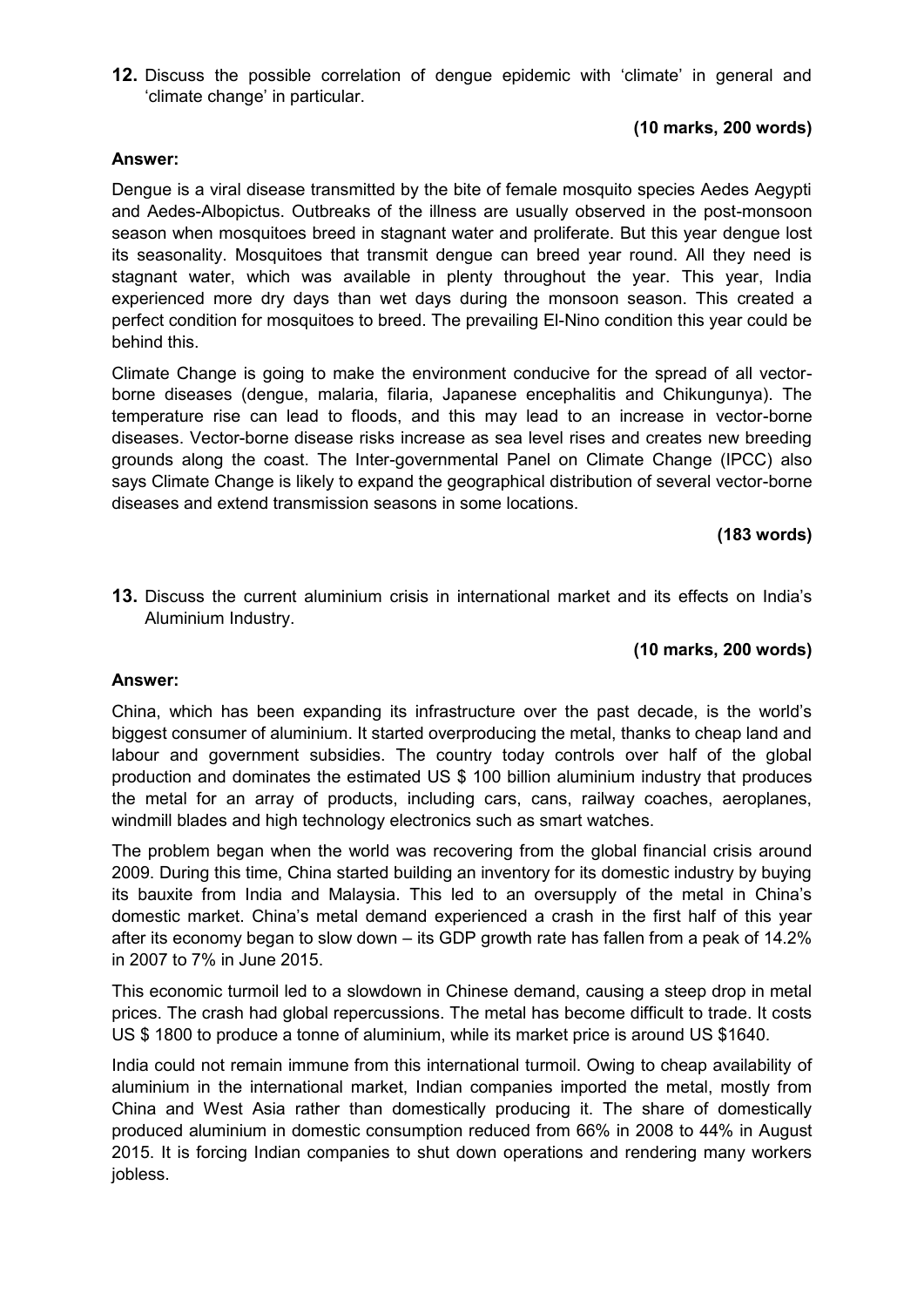**12.** Discuss the possible correlation of dengue epidemic with 'climate' in general and 'climate change' in particular.

**(10 marks, 200 words)**

**Answer:**

Dengue is a viral disease transmitted by the bite of female mosquito species Aedes Aegypti and Aedes-Albopictus. Outbreaks of the illness are usually observed in the post-monsoon season when mosquitoes breed in stagnant water and proliferate. But this year dengue lost its seasonality. Mosquitoes that transmit dengue can breed year round. All they need is stagnant water, which was available in plenty throughout the year. This year, India experienced more dry days than wet days during the monsoon season. This created a perfect condition for mosquitoes to breed. The prevailing El-Nino condition this year could be behind this.

Climate Change is going to make the environment conducive for the spread of all vector-borne diseases (dengue, malaria, filaria, Japanese encephalitis and Chikungunya). The temperature rise can lead to floods, and this may lead to an increase in vector-borne diseases. Vector-borne disease risks increase as sea level rises and creates new breeding grounds along the coast. The Inter-governmental Panel on Climate Change (IPCC) also says Climate Change is likely to expand the geographical distribution of several vector-borne diseases and extend transmission seasons in some locations.

**(183 words)**

**13.** Discuss the current aluminium crisis in international market and its effects on India's Aluminium Industry.

**(10 marks, 200 words)**

**Answer:**

China, which has been expanding its infrastructure over the past decade, is the world's biggest consumer of aluminium. It started overproducing the metal, thanks to cheap land and labour and government subsidies. The country today controls over half of the global production and dominates the estimated US $ 100 billion aluminium industry that produces the metal for an array of products, including cars, cans, railway coaches, aeroplanes, windmill blades and high technology electronics such as smart watches.

The problem began when the world was recovering from the global financial crisis around 2009. During this time, China started building an inventory for its domestic industry by buying its bauxite from India and Malaysia. This led to an oversupply of the metal in China's domestic market. China's metal demand experienced a crash in the first half of this year after its economy began to slow down – its GDP growth rate has fallen from a peak of 14.2% in 2007 to 7% in June 2015.

This economic turmoil led to a slowdown in Chinese demand, causing a steep drop in metal prices. The crash had global repercussions. The metal has become difficult to trade. It costs US $ 1800 to produce a tonne of aluminium, while its market price is around US $1640.

India could not remain immune from this international turmoil. Owing to cheap availability of aluminium in the international market, Indian companies imported the metal, mostly from China and West Asia rather than domestically producing it. The share of domestically produced aluminium in domestic consumption reduced from 66% in 2008 to 44% in August 2015. It is forcing Indian companies to shut down operations and rendering many workers jobless.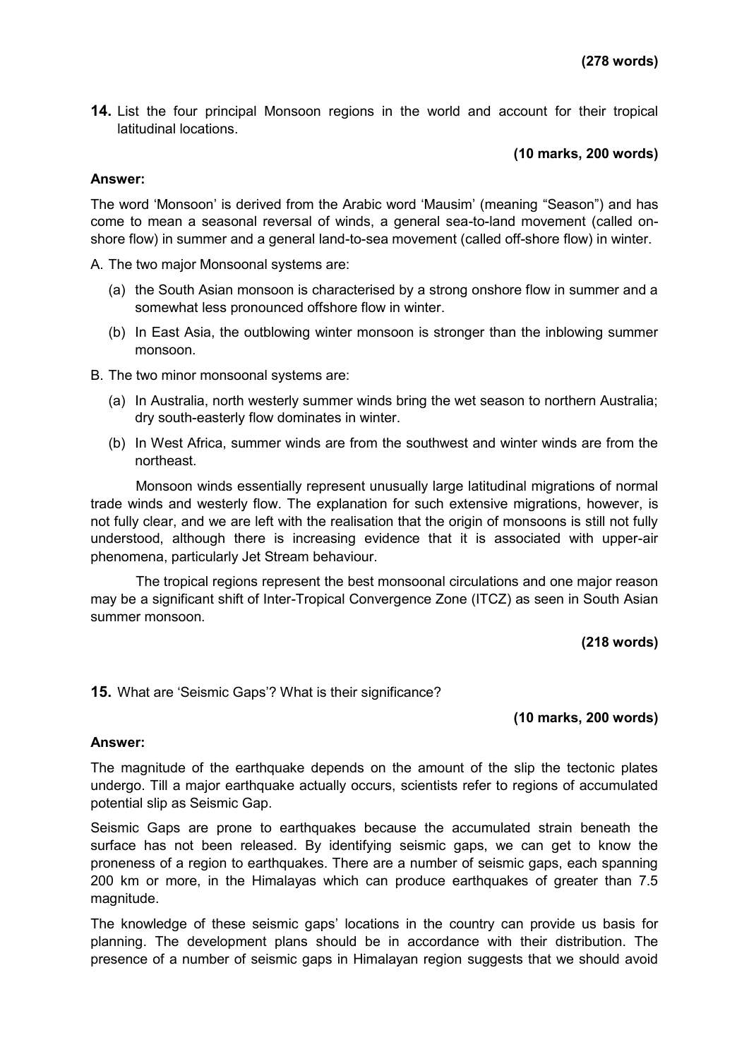**(278 words)**

**14.** List the four principal Monsoon regions in the world and account for their tropical latitudinal locations.

**(10 marks, 200 words)**

**Answer:**

The word 'Monsoon' is derived from the Arabic word 'Mausim' (meaning "Season") and has come to mean a seasonal reversal of winds, a general sea-to-land movement (called on-shore flow) in summer and a general land-to-sea movement (called off-shore flow) in winter.

A. The two major Monsoonal systems are:

   (a) the South Asian monsoon is characterised by a strong onshore flow in summer and a somewhat less pronounced offshore flow in winter.

   (b) In East Asia, the outblowing winter monsoon is stronger than the inblowing summer monsoon.

B. The two minor monsoonal systems are:

   (a) In Australia, north westerly summer winds bring the wet season to northern Australia; dry south-easterly flow dominates in winter.

   (b) In West Africa, summer winds are from the southwest and winter winds are from the northeast.

Monsoon winds essentially represent unusually large latitudinal migrations of normal trade winds and westerly flow. The explanation for such extensive migrations, however, is not fully clear, and we are left with the realisation that the origin of monsoons is still not fully understood, although there is increasing evidence that it is associated with upper-air phenomena, particularly Jet Stream behaviour.

The tropical regions represent the best monsoonal circulations and one major reason may be a significant shift of Inter-Tropical Convergence Zone (ITCZ) as seen in South Asian summer monsoon.

**(218 words)**

**15.** What are 'Seismic Gaps'? What is their significance?

**(10 marks, 200 words)**

**Answer:**

The magnitude of the earthquake depends on the amount of the slip the tectonic plates undergo. Till a major earthquake actually occurs, scientists refer to regions of accumulated potential slip as Seismic Gap.

Seismic Gaps are prone to earthquakes because the accumulated strain beneath the surface has not been released. By identifying seismic gaps, we can get to know the proneness of a region to earthquakes. There are a number of seismic gaps, each spanning 200 km or more, in the Himalayas which can produce earthquakes of greater than 7.5 magnitude.

The knowledge of these seismic gaps' locations in the country can provide us basis for planning. The development plans should be in accordance with their distribution. The presence of a number of seismic gaps in Himalayan region suggests that we should avoid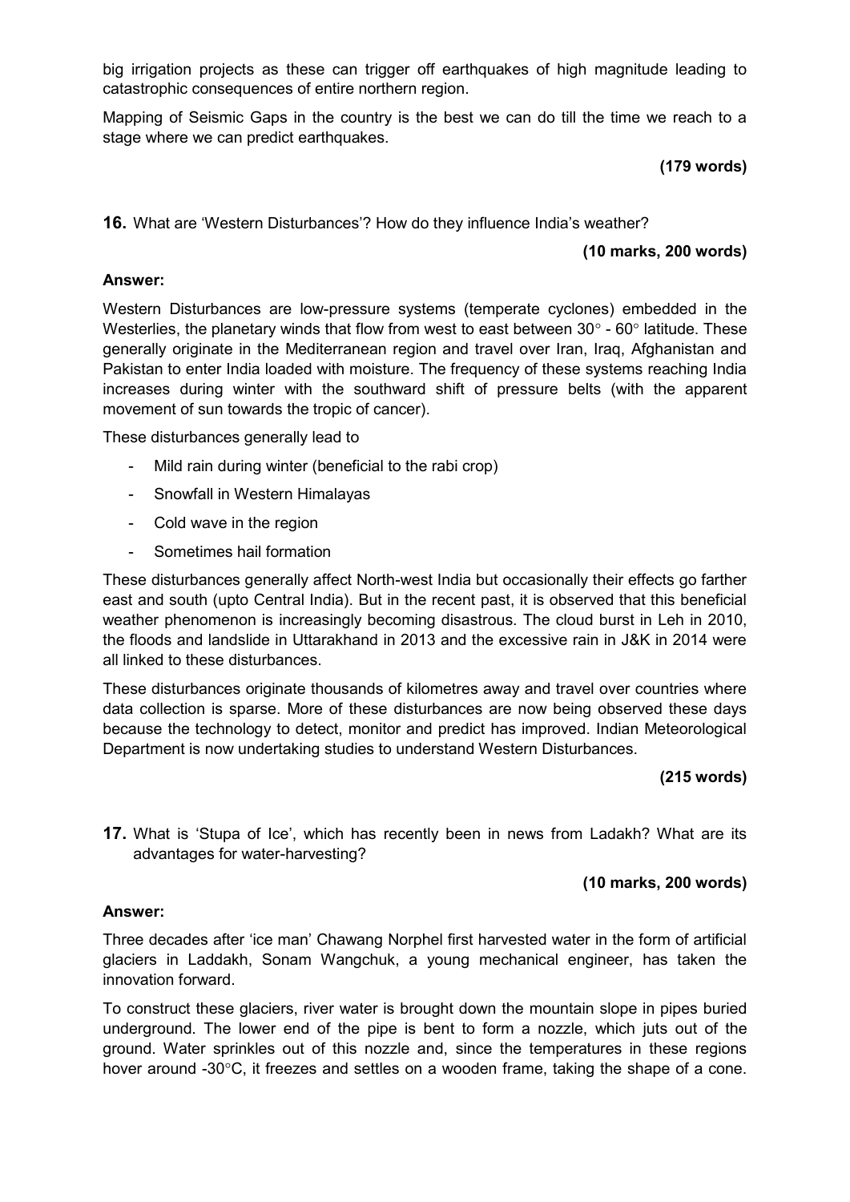big irrigation projects as these can trigger off earthquakes of high magnitude leading to catastrophic consequences of entire northern region.

Mapping of Seismic Gaps in the country is the best we can do till the time we reach to a stage where we can predict earthquakes.

**(179 words)**

**16.** What are 'Western Disturbances'? How do they influence India's weather?

**(10 marks, 200 words)**

**Answer:**

Western Disturbances are low-pressure systems (temperate cyclones) embedded in the Westerlies, the planetary winds that flow from west to east between 30° - 60° latitude. These generally originate in the Mediterranean region and travel over Iran, Iraq, Afghanistan and Pakistan to enter India loaded with moisture. The frequency of these systems reaching India increases during winter with the southward shift of pressure belts (with the apparent movement of sun towards the tropic of cancer).

These disturbances generally lead to

- Mild rain during winter (beneficial to the rabi crop)
- Snowfall in Western Himalayas
- Cold wave in the region
- Sometimes hail formation

These disturbances generally affect North-west India but occasionally their effects go farther east and south (upto Central India). But in the recent past, it is observed that this beneficial weather phenomenon is increasingly becoming disastrous. The cloud burst in Leh in 2010, the floods and landslide in Uttarakhand in 2013 and the excessive rain in J&K in 2014 were all linked to these disturbances.

These disturbances originate thousands of kilometres away and travel over countries where data collection is sparse. More of these disturbances are now being observed these days because the technology to detect, monitor and predict has improved. Indian Meteorological Department is now undertaking studies to understand Western Disturbances.

**(215 words)**

**17.** What is 'Stupa of Ice', which has recently been in news from Ladakh? What are its advantages for water-harvesting?

**(10 marks, 200 words)**

**Answer:**

Three decades after 'ice man' Chawang Norphel first harvested water in the form of artificial glaciers in Laddakh, Sonam Wangchuk, a young mechanical engineer, has taken the innovation forward.

To construct these glaciers, river water is brought down the mountain slope in pipes buried underground. The lower end of the pipe is bent to form a nozzle, which juts out of the ground. Water sprinkles out of this nozzle and, since the temperatures in these regions hover around -30°C, it freezes and settles on a wooden frame, taking the shape of a cone.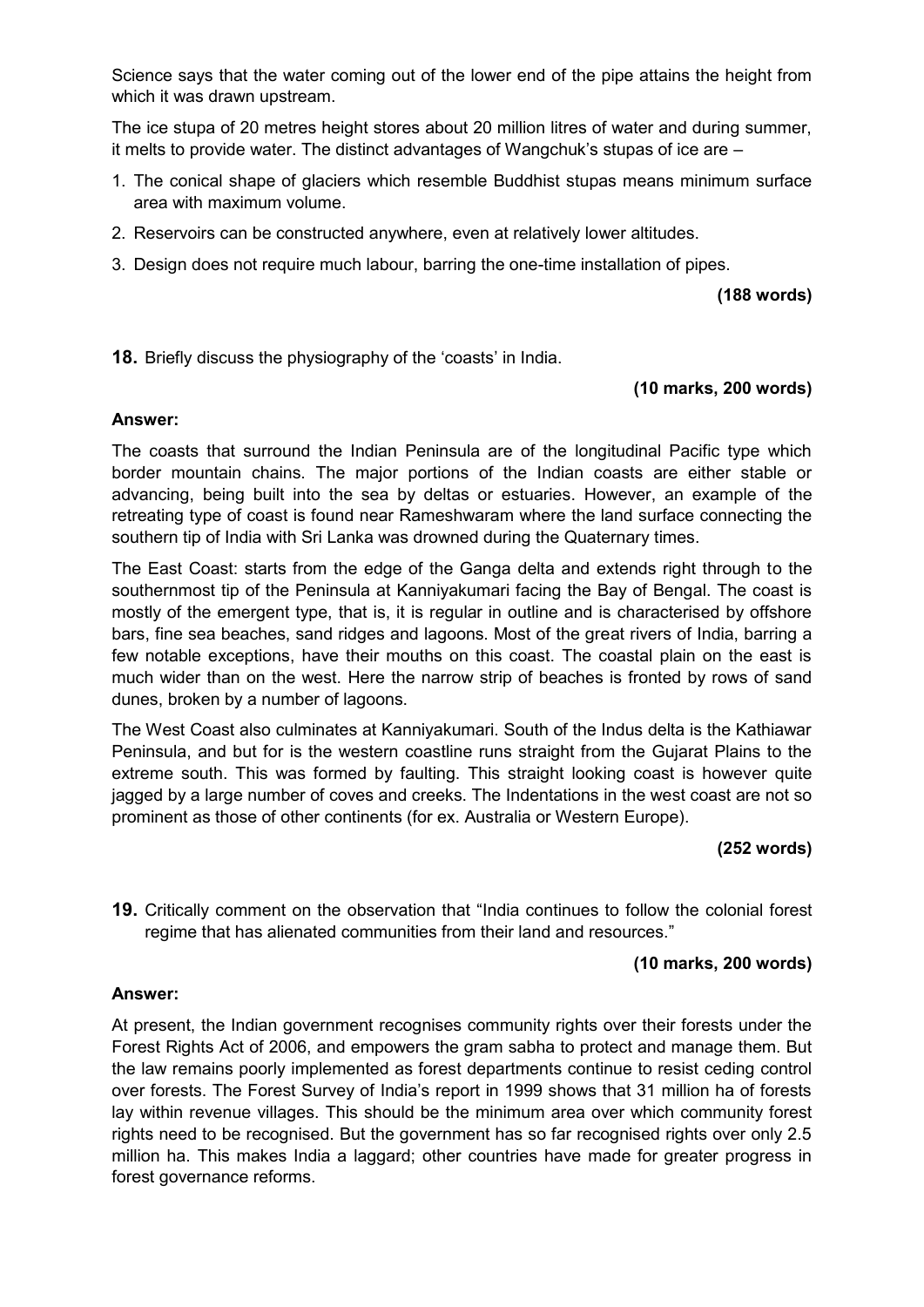Science says that the water coming out of the lower end of the pipe attains the height from which it was drawn upstream.

The ice stupa of 20 metres height stores about 20 million litres of water and during summer, it melts to provide water. The distinct advantages of Wangchuk's stupas of ice are –

1. The conical shape of glaciers which resemble Buddhist stupas means minimum surface area with maximum volume.
2. Reservoirs can be constructed anywhere, even at relatively lower altitudes.
3. Design does not require much labour, barring the one-time installation of pipes.

**(188 words)**

**18.** Briefly discuss the physiography of the 'coasts' in India.

**(10 marks, 200 words)**

**Answer:**

The coasts that surround the Indian Peninsula are of the longitudinal Pacific type which border mountain chains. The major portions of the Indian coasts are either stable or advancing, being built into the sea by deltas or estuaries. However, an example of the retreating type of coast is found near Rameshwaram where the land surface connecting the southern tip of India with Sri Lanka was drowned during the Quaternary times.

The East Coast: starts from the edge of the Ganga delta and extends right through to the southernmost tip of the Peninsula at Kanniyakumari facing the Bay of Bengal. The coast is mostly of the emergent type, that is, it is regular in outline and is characterised by offshore bars, fine sea beaches, sand ridges and lagoons. Most of the great rivers of India, barring a few notable exceptions, have their mouths on this coast. The coastal plain on the east is much wider than on the west. Here the narrow strip of beaches is fronted by rows of sand dunes, broken by a number of lagoons.

The West Coast also culminates at Kanniyakumari. South of the Indus delta is the Kathiawar Peninsula, and but for is the western coastline runs straight from the Gujarat Plains to the extreme south. This was formed by faulting. This straight looking coast is however quite jagged by a large number of coves and creeks. The Indentations in the west coast are not so prominent as those of other continents (for ex. Australia or Western Europe).

**(252 words)**

**19.** Critically comment on the observation that "India continues to follow the colonial forest regime that has alienated communities from their land and resources."

**(10 marks, 200 words)**

**Answer:**

At present, the Indian government recognises community rights over their forests under the Forest Rights Act of 2006, and empowers the gram sabha to protect and manage them. But the law remains poorly implemented as forest departments continue to resist ceding control over forests. The Forest Survey of India's report in 1999 shows that 31 million ha of forests lay within revenue villages. This should be the minimum area over which community forest rights need to be recognised. But the government has so far recognised rights over only 2.5 million ha. This makes India a laggard; other countries have made for greater progress in forest governance reforms.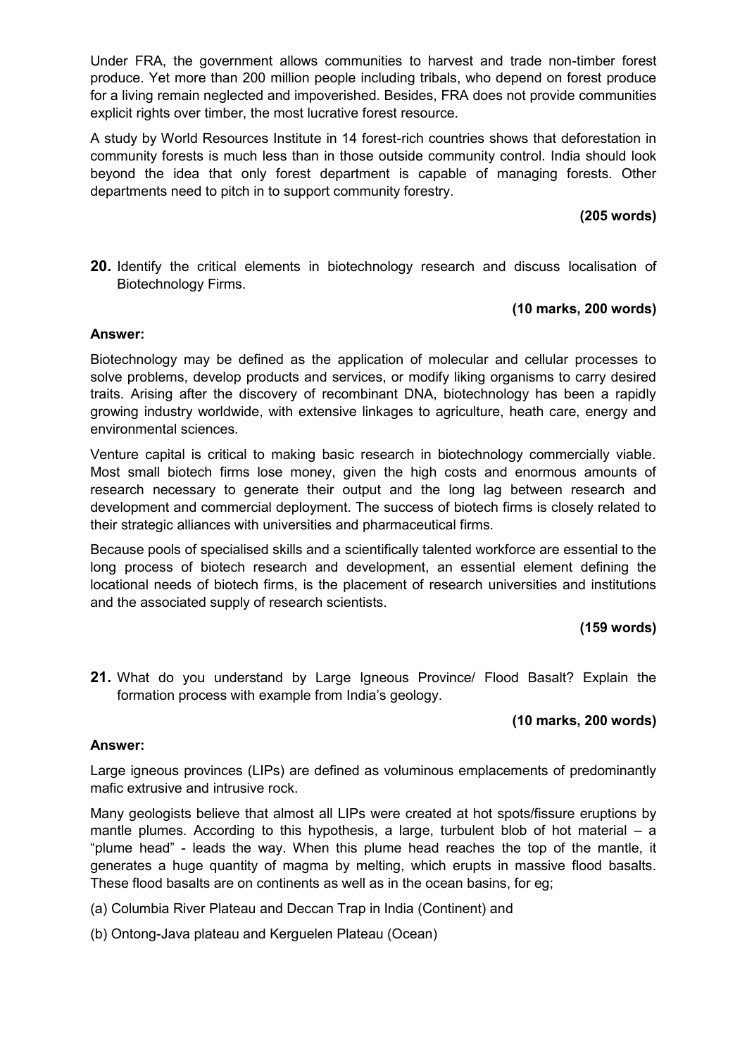Under FRA, the government allows communities to harvest and trade non-timber forest produce. Yet more than 200 million people including tribals, who depend on forest produce for a living remain neglected and impoverished. Besides, FRA does not provide communities explicit rights over timber, the most lucrative forest resource.

A study by World Resources Institute in 14 forest-rich countries shows that deforestation in community forests is much less than in those outside community control. India should look beyond the idea that only forest department is capable of managing forests. Other departments need to pitch in to support community forestry.

**(205 words)**

**20.** Identify the critical elements in biotechnology research and discuss localisation of Biotechnology Firms.

**(10 marks, 200 words)**

**Answer:**

Biotechnology may be defined as the application of molecular and cellular processes to solve problems, develop products and services, or modify liking organisms to carry desired traits. Arising after the discovery of recombinant DNA, biotechnology has been a rapidly growing industry worldwide, with extensive linkages to agriculture, heath care, energy and environmental sciences.

Venture capital is critical to making basic research in biotechnology commercially viable. Most small biotech firms lose money, given the high costs and enormous amounts of research necessary to generate their output and the long lag between research and development and commercial deployment. The success of biotech firms is closely related to their strategic alliances with universities and pharmaceutical firms.

Because pools of specialised skills and a scientifically talented workforce are essential to the long process of biotech research and development, an essential element defining the locational needs of biotech firms, is the placement of research universities and institutions and the associated supply of research scientists.

**(159 words)**

**21.** What do you understand by Large Igneous Province/ Flood Basalt? Explain the formation process with example from India's geology.

**(10 marks, 200 words)**

**Answer:**

Large igneous provinces (LIPs) are defined as voluminous emplacements of predominantly mafic extrusive and intrusive rock.

Many geologists believe that almost all LIPs were created at hot spots/fissure eruptions by mantle plumes. According to this hypothesis, a large, turbulent blob of hot material – a "plume head" - leads the way. When this plume head reaches the top of the mantle, it generates a huge quantity of magma by melting, which erupts in massive flood basalts. These flood basalts are on continents as well as in the ocean basins, for eg;

(a) Columbia River Plateau and Deccan Trap in India (Continent) and

(b) Ontong-Java plateau and Kerguelen Plateau (Ocean)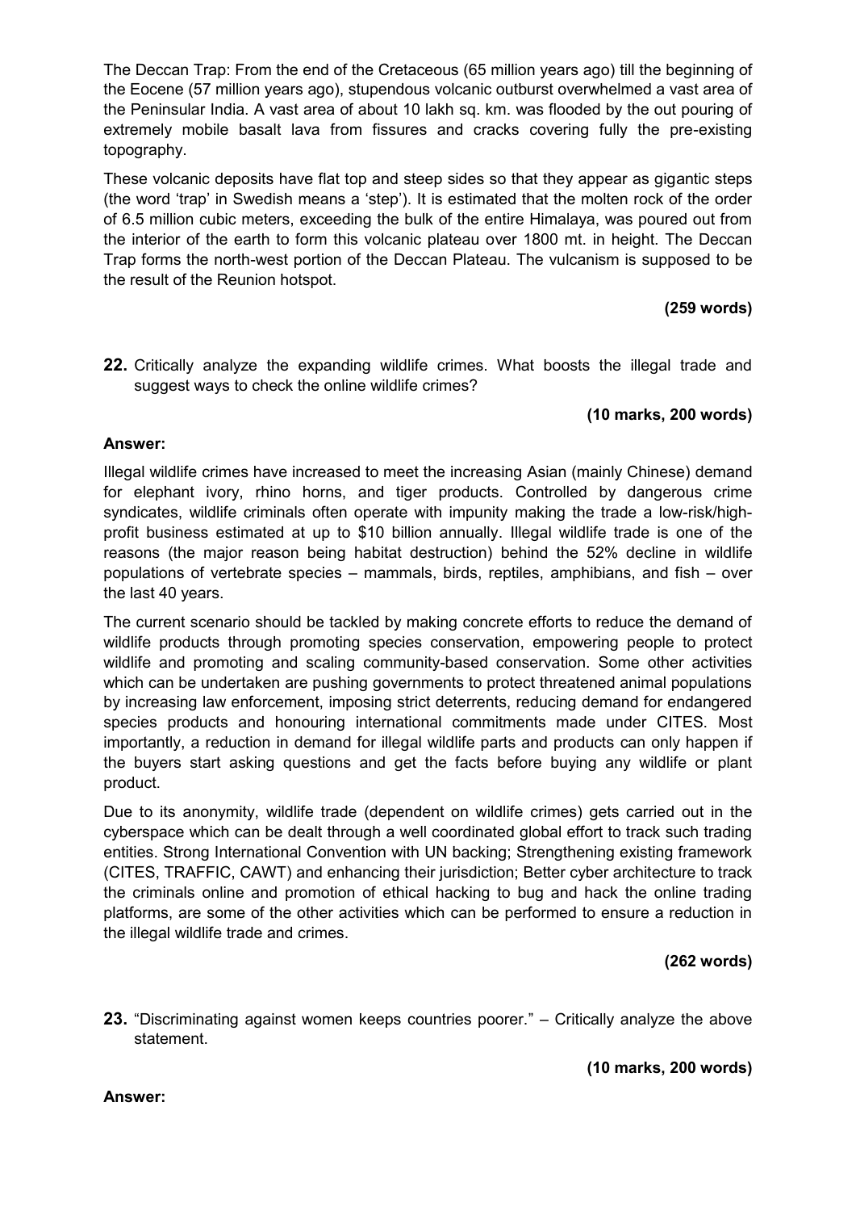The Deccan Trap: From the end of the Cretaceous (65 million years ago) till the beginning of the Eocene (57 million years ago), stupendous volcanic outburst overwhelmed a vast area of the Peninsular India. A vast area of about 10 lakh sq. km. was flooded by the out pouring of extremely mobile basalt lava from fissures and cracks covering fully the pre-existing topography.

These volcanic deposits have flat top and steep sides so that they appear as gigantic steps (the word 'trap' in Swedish means a 'step'). It is estimated that the molten rock of the order of 6.5 million cubic meters, exceeding the bulk of the entire Himalaya, was poured out from the interior of the earth to form this volcanic plateau over 1800 mt. in height. The Deccan Trap forms the north-west portion of the Deccan Plateau. The vulcanism is supposed to be the result of the Reunion hotspot.

**(259 words)**

**22.** Critically analyze the expanding wildlife crimes. What boosts the illegal trade and suggest ways to check the online wildlife crimes?

**(10 marks, 200 words)**

**Answer:**

Illegal wildlife crimes have increased to meet the increasing Asian (mainly Chinese) demand for elephant ivory, rhino horns, and tiger products. Controlled by dangerous crime syndicates, wildlife criminals often operate with impunity making the trade a low-risk/high-profit business estimated at up to \$10 billion annually. Illegal wildlife trade is one of the reasons (the major reason being habitat destruction) behind the 52% decline in wildlife populations of vertebrate species – mammals, birds, reptiles, amphibians, and fish – over the last 40 years.

The current scenario should be tackled by making concrete efforts to reduce the demand of wildlife products through promoting species conservation, empowering people to protect wildlife and promoting and scaling community-based conservation. Some other activities which can be undertaken are pushing governments to protect threatened animal populations by increasing law enforcement, imposing strict deterrents, reducing demand for endangered species products and honouring international commitments made under CITES. Most importantly, a reduction in demand for illegal wildlife parts and products can only happen if the buyers start asking questions and get the facts before buying any wildlife or plant product.

Due to its anonymity, wildlife trade (dependent on wildlife crimes) gets carried out in the cyberspace which can be dealt through a well coordinated global effort to track such trading entities. Strong International Convention with UN backing; Strengthening existing framework (CITES, TRAFFIC, CAWT) and enhancing their jurisdiction; Better cyber architecture to track the criminals online and promotion of ethical hacking to bug and hack the online trading platforms, are some of the other activities which can be performed to ensure a reduction in the illegal wildlife trade and crimes.

**(262 words)**

**23.** "Discriminating against women keeps countries poorer." – Critically analyze the above statement.

**(10 marks, 200 words)**

**Answer:**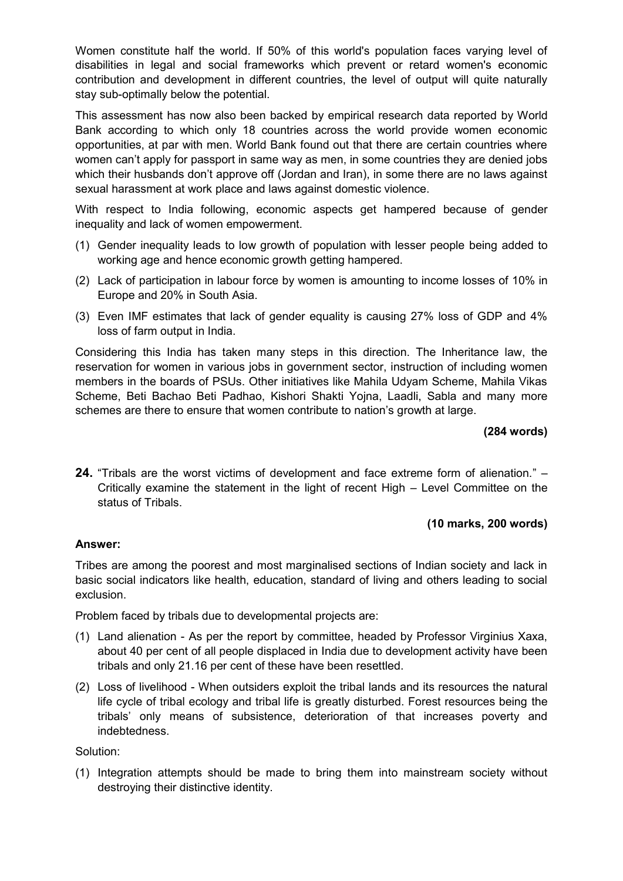Women constitute half the world. If 50% of this world's population faces varying level of disabilities in legal and social frameworks which prevent or retard women's economic contribution and development in different countries, the level of output will quite naturally stay sub-optimally below the potential.

This assessment has now also been backed by empirical research data reported by World Bank according to which only 18 countries across the world provide women economic opportunities, at par with men. World Bank found out that there are certain countries where women can't apply for passport in same way as men, in some countries they are denied jobs which their husbands don't approve off (Jordan and Iran), in some there are no laws against sexual harassment at work place and laws against domestic violence.

With respect to India following, economic aspects get hampered because of gender inequality and lack of women empowerment.

(1) Gender inequality leads to low growth of population with lesser people being added to working age and hence economic growth getting hampered.

(2) Lack of participation in labour force by women is amounting to income losses of 10% in Europe and 20% in South Asia.

(3) Even IMF estimates that lack of gender equality is causing 27% loss of GDP and 4% loss of farm output in India.

Considering this India has taken many steps in this direction. The Inheritance law, the reservation for women in various jobs in government sector, instruction of including women members in the boards of PSUs. Other initiatives like Mahila Udyam Scheme, Mahila Vikas Scheme, Beti Bachao Beti Padhao, Kishori Shakti Yojna, Laadli, Sabla and many more schemes are there to ensure that women contribute to nation's growth at large.

**(284 words)**

**24.** "Tribals are the worst victims of development and face extreme form of alienation." – Critically examine the statement in the light of recent High – Level Committee on the status of Tribals.

**(10 marks, 200 words)**

**Answer:**

Tribes are among the poorest and most marginalised sections of Indian society and lack in basic social indicators like health, education, standard of living and others leading to social exclusion.

Problem faced by tribals due to developmental projects are:

(1) Land alienation - As per the report by committee, headed by Professor Virginius Xaxa, about 40 per cent of all people displaced in India due to development activity have been tribals and only 21.16 per cent of these have been resettled.

(2) Loss of livelihood - When outsiders exploit the tribal lands and its resources the natural life cycle of tribal ecology and tribal life is greatly disturbed. Forest resources being the tribals' only means of subsistence, deterioration of that increases poverty and indebtedness.

Solution:

(1) Integration attempts should be made to bring them into mainstream society without destroying their distinctive identity.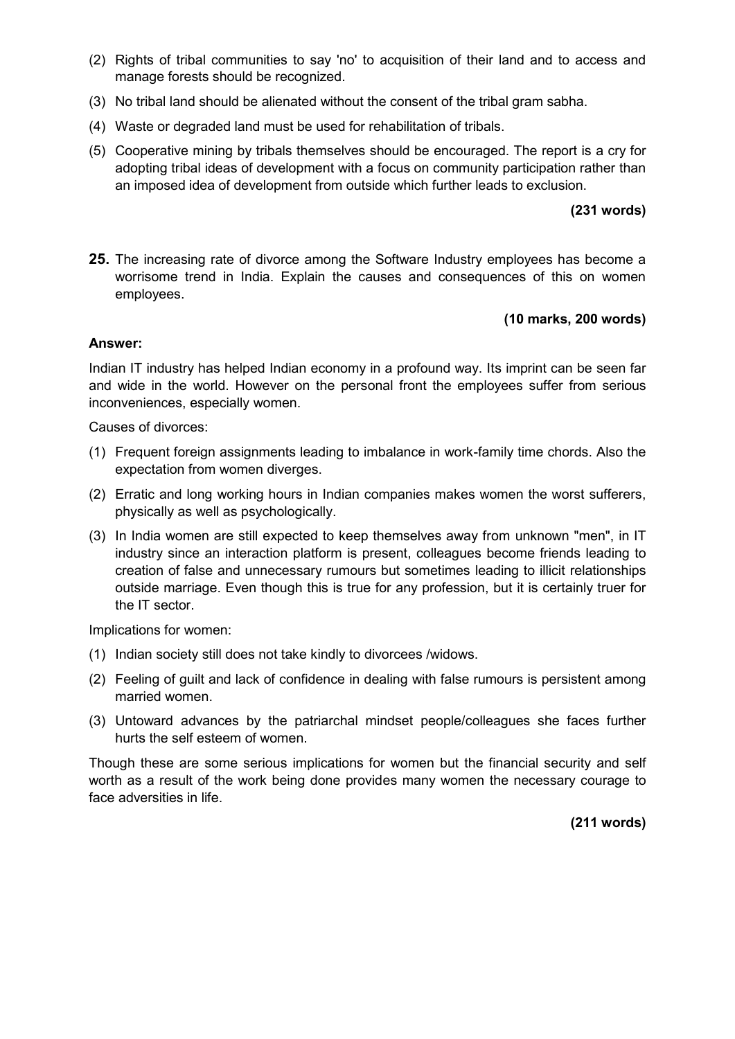(2) Rights of tribal communities to say 'no' to acquisition of their land and to access and manage forests should be recognized.

(3) No tribal land should be alienated without the consent of the tribal gram sabha.

(4) Waste or degraded land must be used for rehabilitation of tribals.

(5) Cooperative mining by tribals themselves should be encouraged. The report is a cry for adopting tribal ideas of development with a focus on community participation rather than an imposed idea of development from outside which further leads to exclusion.

**(231 words)**

**25.** The increasing rate of divorce among the Software Industry employees has become a worrisome trend in India. Explain the causes and consequences of this on women employees.

**(10 marks, 200 words)**

**Answer:**

Indian IT industry has helped Indian economy in a profound way. Its imprint can be seen far and wide in the world. However on the personal front the employees suffer from serious inconveniences, especially women.

Causes of divorces:

(1) Frequent foreign assignments leading to imbalance in work-family time chords. Also the expectation from women diverges.

(2) Erratic and long working hours in Indian companies makes women the worst sufferers, physically as well as psychologically.

(3) In India women are still expected to keep themselves away from unknown "men", in IT industry since an interaction platform is present, colleagues become friends leading to creation of false and unnecessary rumours but sometimes leading to illicit relationships outside marriage. Even though this is true for any profession, but it is certainly truer for the IT sector.

Implications for women:

(1) Indian society still does not take kindly to divorcees /widows.

(2) Feeling of guilt and lack of confidence in dealing with false rumours is persistent among married women.

(3) Untoward advances by the patriarchal mindset people/colleagues she faces further hurts the self esteem of women.

Though these are some serious implications for women but the financial security and self worth as a result of the work being done provides many women the necessary courage to face adversities in life.

**(211 words)**